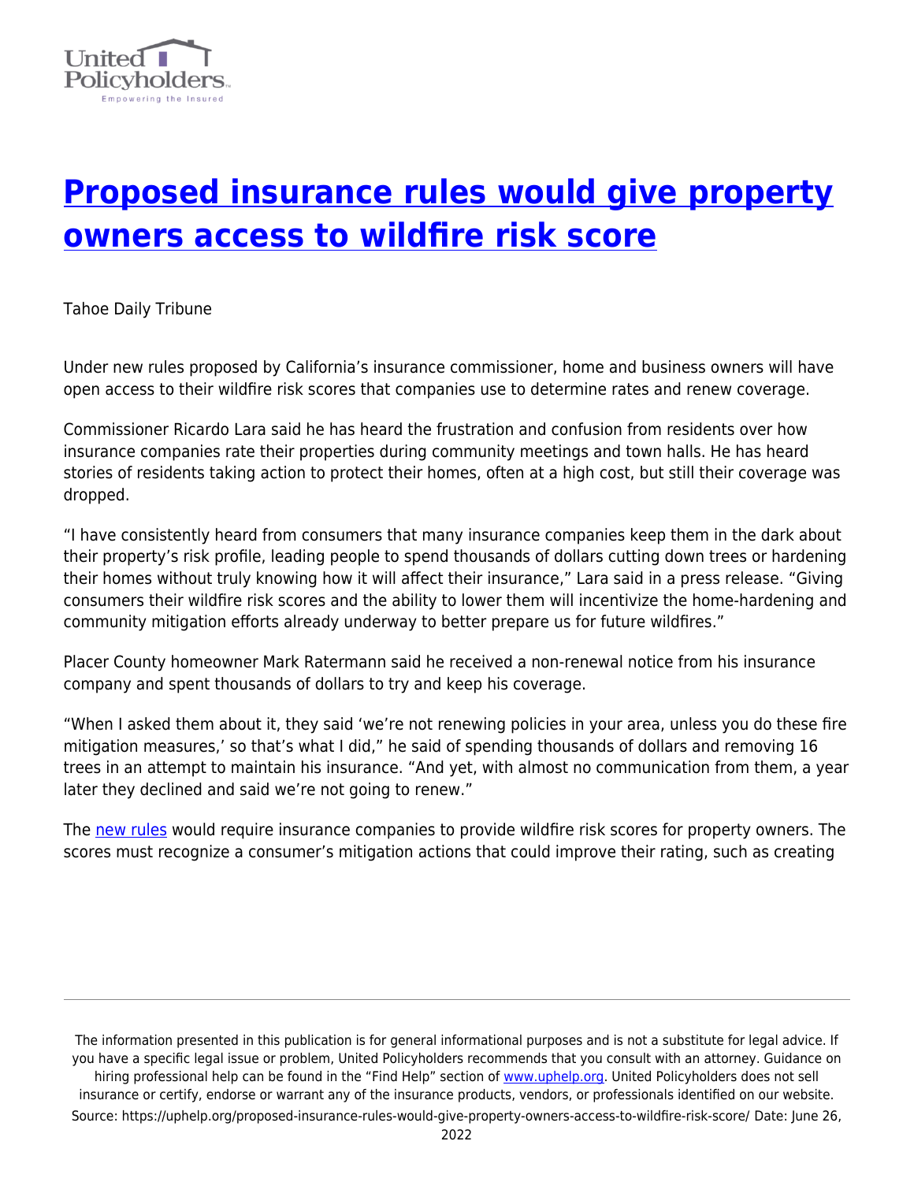# [Proposed insurance rules would give property owners access to wildfire risk score](https://uphelp.org/proposed-insurance-rules-would-give-property-owners-access-to-wildfire-risk-score/)

Tahoe Daily Tribune

Under new rules proposed by California's insurance commissioner, home and business owners will have open access to their wildfire risk scores that companies use to determine rates and renew coverage.

Commissioner Ricardo Lara said he has heard the frustration and confusion from residents over how insurance companies rate their properties during community meetings and town halls. He has heard stories of residents taking action to protect their homes, often at a high cost, but still their coverage was dropped.

"I have consistently heard from consumers that many insurance companies keep them in the dark about their property's risk profile, leading people to spend thousands of dollars cutting down trees or hardening their homes without truly knowing how it will affect their insurance," Lara said in a press release. "Giving consumers their wildfire risk scores and the ability to lower them will incentivize the home-hardening and community mitigation efforts already underway to better prepare us for future wildfires."

Placer County homeowner Mark Ratermann said he received a non-renewal notice from his insurance company and spent thousands of dollars to try and keep his coverage.

"When I asked them about it, they said 'we're not renewing policies in your area, unless you do these fire mitigation measures,' so that's what I did," he said of spending thousands of dollars and removing 16 trees in an attempt to maintain his insurance. "And yet, with almost no communication from them, a year later they declined and said we're not going to renew."

The new rules would require insurance companies to provide wildfire risk scores for property owners. The scores must recognize a consumer's mitigation actions that could improve their rating, such as creating

The information presented in this publication is for general informational purposes and is not a substitute for legal advice. If you have a specific legal issue or problem, United Policyholders recommends that you consult with an attorney. Guidance on hiring professional help can be found in the "Find Help" section of www.uphelp.org. United Policyholders does not sell insurance or certify, endorse or warrant any of the insurance products, vendors, or professionals identified on our website.
Source: https://uphelp.org/proposed-insurance-rules-would-give-property-owners-access-to-wildfire-risk-score/ Date: June 26, 2022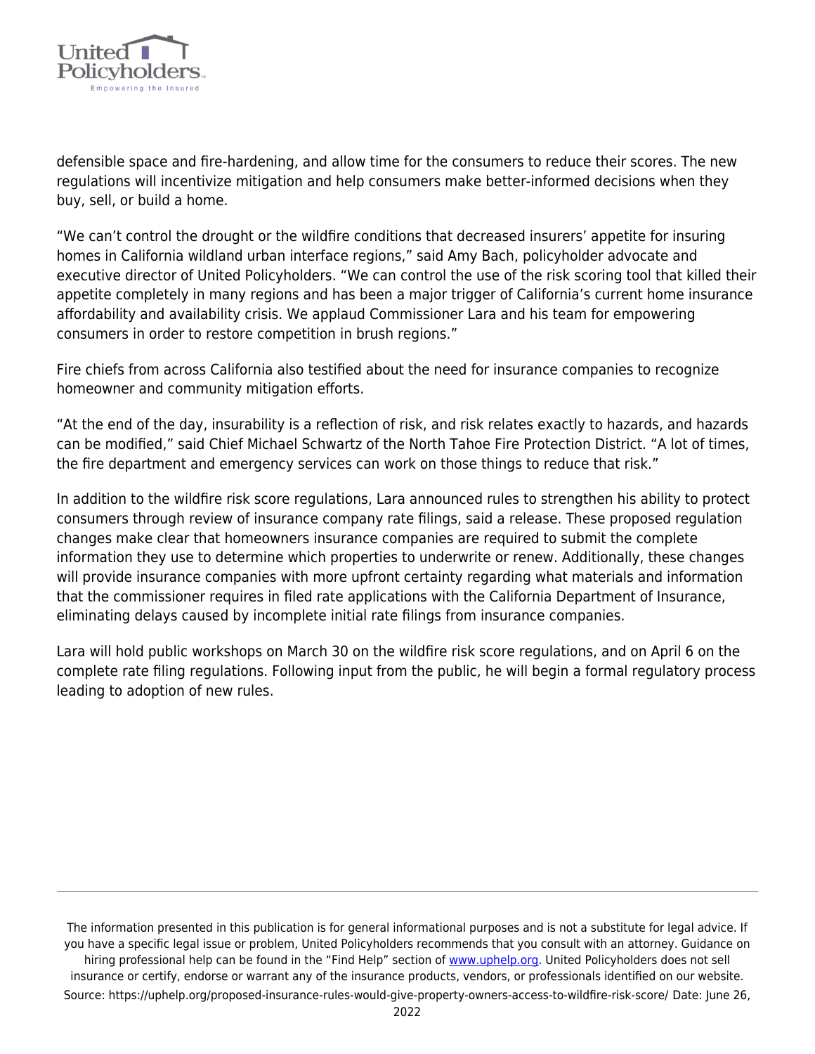defensible space and fire-hardening, and allow time for the consumers to reduce their scores. The new regulations will incentivize mitigation and help consumers make better-informed decisions when they buy, sell, or build a home.

"We can't control the drought or the wildfire conditions that decreased insurers' appetite for insuring homes in California wildland urban interface regions," said Amy Bach, policyholder advocate and executive director of United Policyholders. "We can control the use of the risk scoring tool that killed their appetite completely in many regions and has been a major trigger of California's current home insurance affordability and availability crisis. We applaud Commissioner Lara and his team for empowering consumers in order to restore competition in brush regions."

Fire chiefs from across California also testified about the need for insurance companies to recognize homeowner and community mitigation efforts.

"At the end of the day, insurability is a reflection of risk, and risk relates exactly to hazards, and hazards can be modified," said Chief Michael Schwartz of the North Tahoe Fire Protection District. "A lot of times, the fire department and emergency services can work on those things to reduce that risk."

In addition to the wildfire risk score regulations, Lara announced rules to strengthen his ability to protect consumers through review of insurance company rate filings, said a release. These proposed regulation changes make clear that homeowners insurance companies are required to submit the complete information they use to determine which properties to underwrite or renew. Additionally, these changes will provide insurance companies with more upfront certainty regarding what materials and information that the commissioner requires in filed rate applications with the California Department of Insurance, eliminating delays caused by incomplete initial rate filings from insurance companies.

Lara will hold public workshops on March 30 on the wildfire risk score regulations, and on April 6 on the complete rate filing regulations. Following input from the public, he will begin a formal regulatory process leading to adoption of new rules.

The information presented in this publication is for general informational purposes and is not a substitute for legal advice. If you have a specific legal issue or problem, United Policyholders recommends that you consult with an attorney. Guidance on hiring professional help can be found in the "Find Help" section of [www.uphelp.org](http://www.uphelp.org). United Policyholders does not sell insurance or certify, endorse or warrant any of the insurance products, vendors, or professionals identified on our website.

Source: https://uphelp.org/proposed-insurance-rules-would-give-property-owners-access-to-wildfire-risk-score/ Date: June 26, 2022